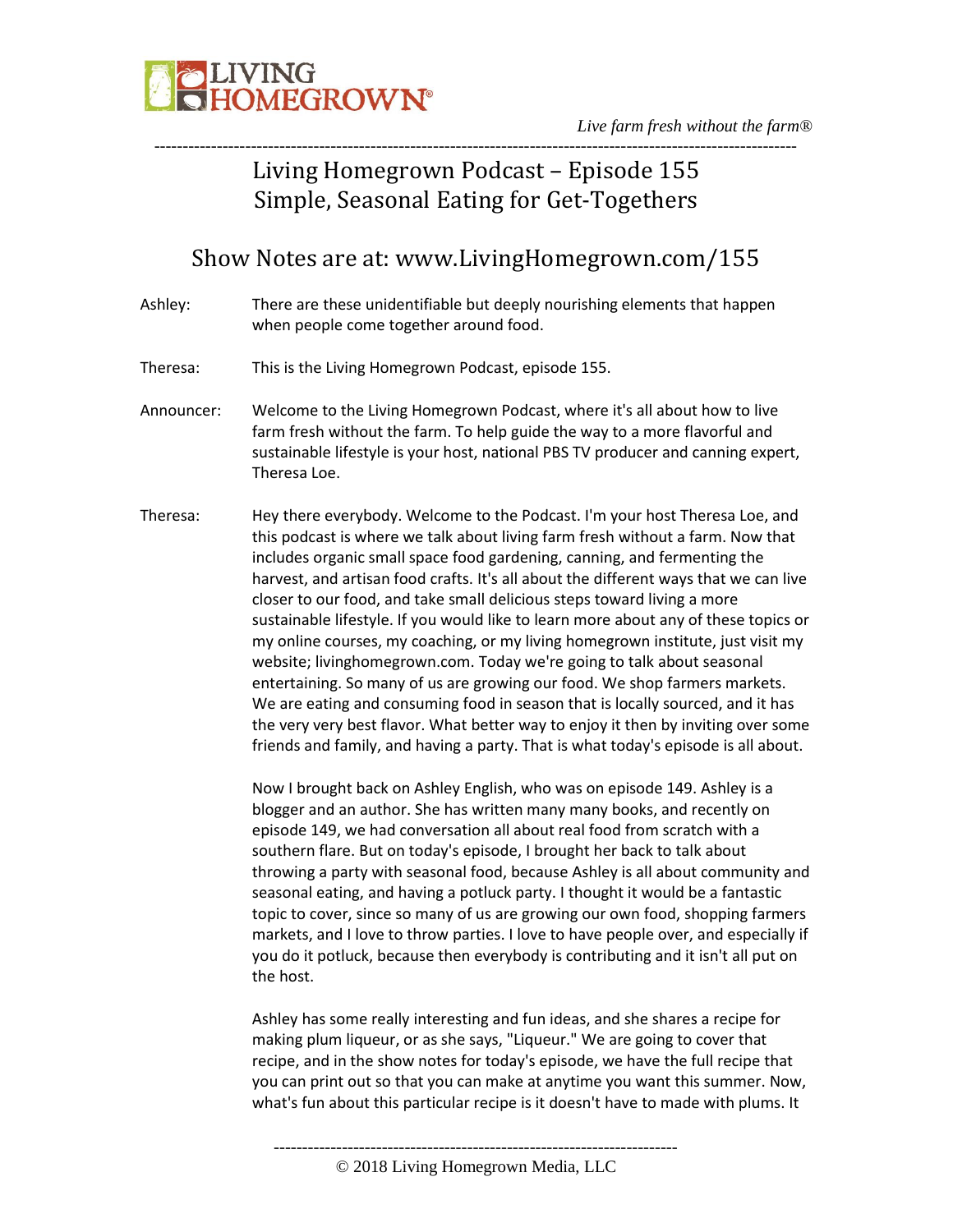# Living Homegrown Podcast – Episode 155
# Simple, Seasonal Eating for Get-Togethers

## Show Notes are at: www.LivingHomegrown.com/155

Ashley: There are these unidentifiable but deeply nourishing elements that happen when people come together around food.

Theresa: This is the Living Homegrown Podcast, episode 155.

Announcer: Welcome to the Living Homegrown Podcast, where it's all about how to live farm fresh without the farm. To help guide the way to a more flavorful and sustainable lifestyle is your host, national PBS TV producer and canning expert, Theresa Loe.

Theresa: Hey there everybody. Welcome to the Podcast. I'm your host Theresa Loe, and this podcast is where we talk about living farm fresh without a farm. Now that includes organic small space food gardening, canning, and fermenting the harvest, and artisan food crafts. It's all about the different ways that we can live closer to our food, and take small delicious steps toward living a more sustainable lifestyle. If you would like to learn more about any of these topics or my online courses, my coaching, or my living homegrown institute, just visit my website; livinghomegrown.com. Today we're going to talk about seasonal entertaining. So many of us are growing our food. We shop farmers markets. We are eating and consuming food in season that is locally sourced, and it has the very very best flavor. What better way to enjoy it then by inviting over some friends and family, and having a party. That is what today's episode is all about.

Now I brought back on Ashley English, who was on episode 149. Ashley is a blogger and an author. She has written many many books, and recently on episode 149, we had conversation all about real food from scratch with a southern flare. But on today's episode, I brought her back to talk about throwing a party with seasonal food, because Ashley is all about community and seasonal eating, and having a potluck party. I thought it would be a fantastic topic to cover, since so many of us are growing our own food, shopping farmers markets, and I love to throw parties. I love to have people over, and especially if you do it potluck, because then everybody is contributing and it isn't all put on the host.

Ashley has some really interesting and fun ideas, and she shares a recipe for making plum liqueur, or as she says, "Liqueur." We are going to cover that recipe, and in the show notes for today's episode, we have the full recipe that you can print out so that you can make at anytime you want this summer. Now, what's fun about this particular recipe is it doesn't have to made with plums. It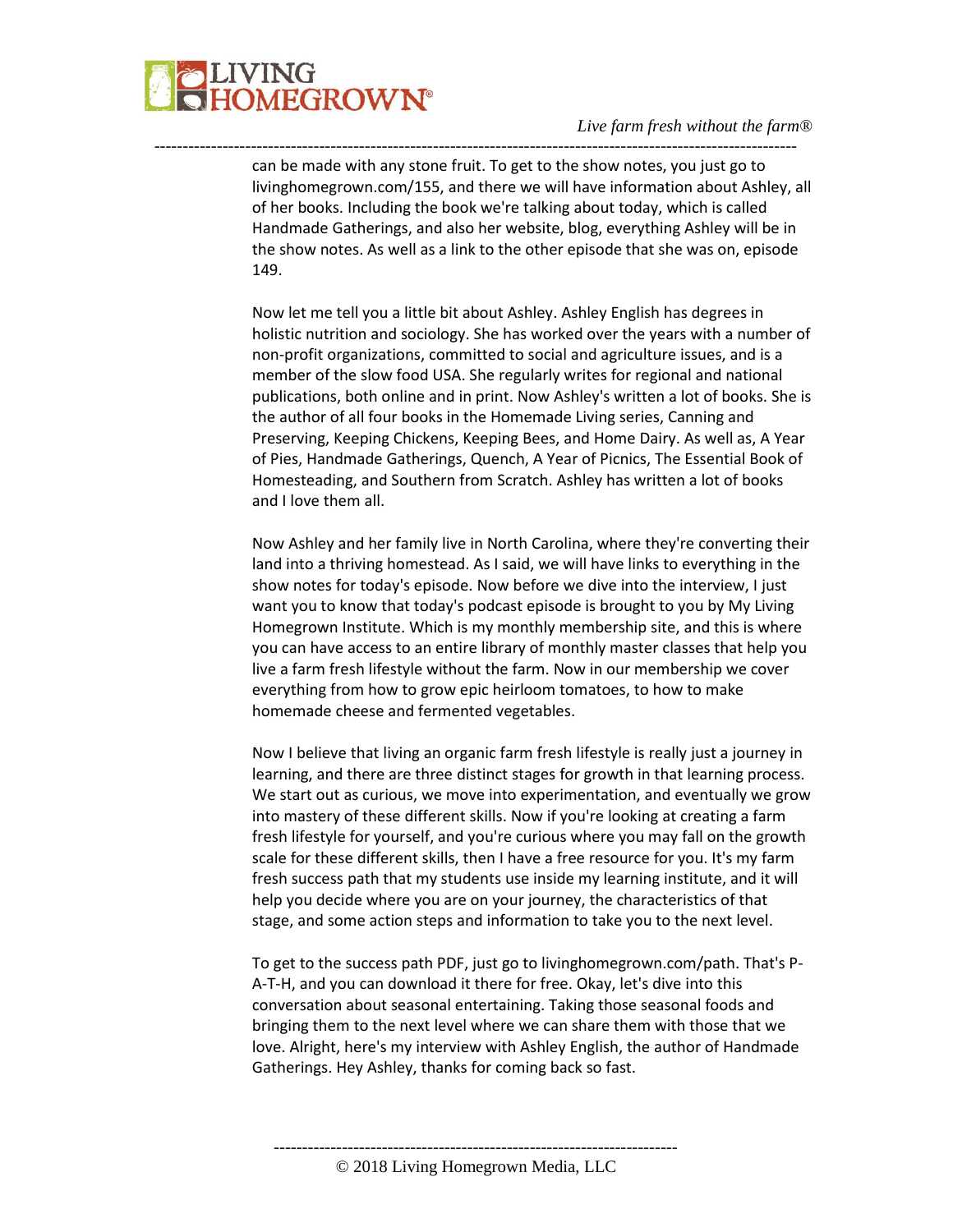can be made with any stone fruit. To get to the show notes, you just go to livinghomegrown.com/155, and there we will have information about Ashley, all of her books. Including the book we're talking about today, which is called Handmade Gatherings, and also her website, blog, everything Ashley will be in the show notes. As well as a link to the other episode that she was on, episode 149.

Now let me tell you a little bit about Ashley. Ashley English has degrees in holistic nutrition and sociology. She has worked over the years with a number of non-profit organizations, committed to social and agriculture issues, and is a member of the slow food USA. She regularly writes for regional and national publications, both online and in print. Now Ashley's written a lot of books. She is the author of all four books in the Homemade Living series, Canning and Preserving, Keeping Chickens, Keeping Bees, and Home Dairy. As well as, A Year of Pies, Handmade Gatherings, Quench, A Year of Picnics, The Essential Book of Homesteading, and Southern from Scratch. Ashley has written a lot of books and I love them all.

Now Ashley and her family live in North Carolina, where they're converting their land into a thriving homestead. As I said, we will have links to everything in the show notes for today's episode. Now before we dive into the interview, I just want you to know that today's podcast episode is brought to you by My Living Homegrown Institute. Which is my monthly membership site, and this is where you can have access to an entire library of monthly master classes that help you live a farm fresh lifestyle without the farm. Now in our membership we cover everything from how to grow epic heirloom tomatoes, to how to make homemade cheese and fermented vegetables.

Now I believe that living an organic farm fresh lifestyle is really just a journey in learning, and there are three distinct stages for growth in that learning process. We start out as curious, we move into experimentation, and eventually we grow into mastery of these different skills. Now if you're looking at creating a farm fresh lifestyle for yourself, and you're curious where you may fall on the growth scale for these different skills, then I have a free resource for you. It's my farm fresh success path that my students use inside my learning institute, and it will help you decide where you are on your journey, the characteristics of that stage, and some action steps and information to take you to the next level.

To get to the success path PDF, just go to livinghomegrown.com/path. That's P-A-T-H, and you can download it there for free. Okay, let's dive into this conversation about seasonal entertaining. Taking those seasonal foods and bringing them to the next level where we can share them with those that we love. Alright, here's my interview with Ashley English, the author of Handmade Gatherings. Hey Ashley, thanks for coming back so fast.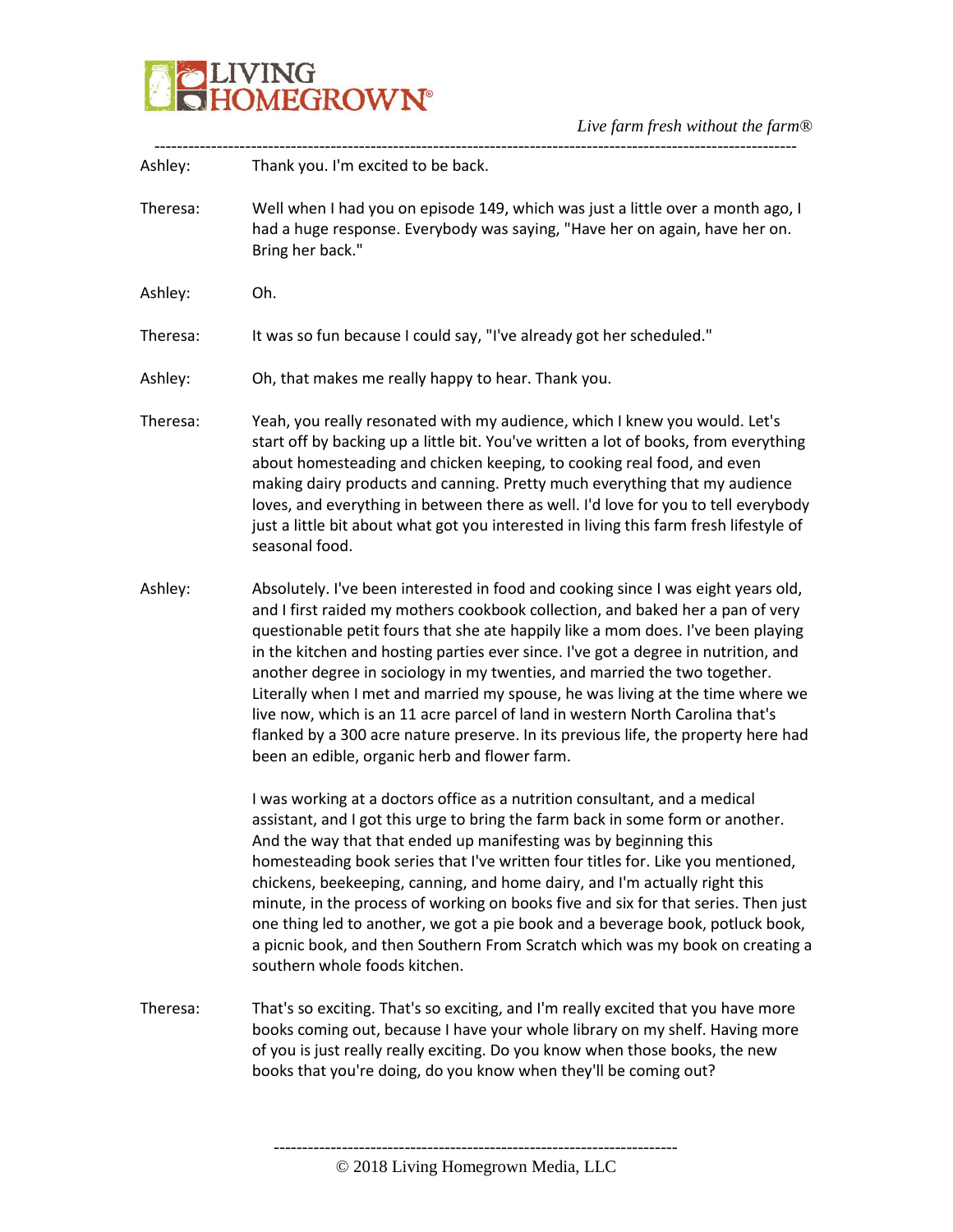Ashley: Thank you. I'm excited to be back.

Theresa: Well when I had you on episode 149, which was just a little over a month ago, I had a huge response. Everybody was saying, "Have her on again, have her on. Bring her back."

Ashley: Oh.

Theresa: It was so fun because I could say, "I've already got her scheduled."

Ashley: Oh, that makes me really happy to hear. Thank you.

Theresa: Yeah, you really resonated with my audience, which I knew you would. Let's start off by backing up a little bit. You've written a lot of books, from everything about homesteading and chicken keeping, to cooking real food, and even making dairy products and canning. Pretty much everything that my audience loves, and everything in between there as well. I'd love for you to tell everybody just a little bit about what got you interested in living this farm fresh lifestyle of seasonal food.

Ashley: Absolutely. I've been interested in food and cooking since I was eight years old, and I first raided my mothers cookbook collection, and baked her a pan of very questionable petit fours that she ate happily like a mom does. I've been playing in the kitchen and hosting parties ever since. I've got a degree in nutrition, and another degree in sociology in my twenties, and married the two together. Literally when I met and married my spouse, he was living at the time where we live now, which is an 11 acre parcel of land in western North Carolina that's flanked by a 300 acre nature preserve. In its previous life, the property here had been an edible, organic herb and flower farm.

I was working at a doctors office as a nutrition consultant, and a medical assistant, and I got this urge to bring the farm back in some form or another. And the way that that ended up manifesting was by beginning this homesteading book series that I've written four titles for. Like you mentioned, chickens, beekeeping, canning, and home dairy, and I'm actually right this minute, in the process of working on books five and six for that series. Then just one thing led to another, we got a pie book and a beverage book, potluck book, a picnic book, and then Southern From Scratch which was my book on creating a southern whole foods kitchen.

Theresa: That's so exciting. That's so exciting, and I'm really excited that you have more books coming out, because I have your whole library on my shelf. Having more of you is just really really exciting. Do you know when those books, the new books that you're doing, do you know when they'll be coming out?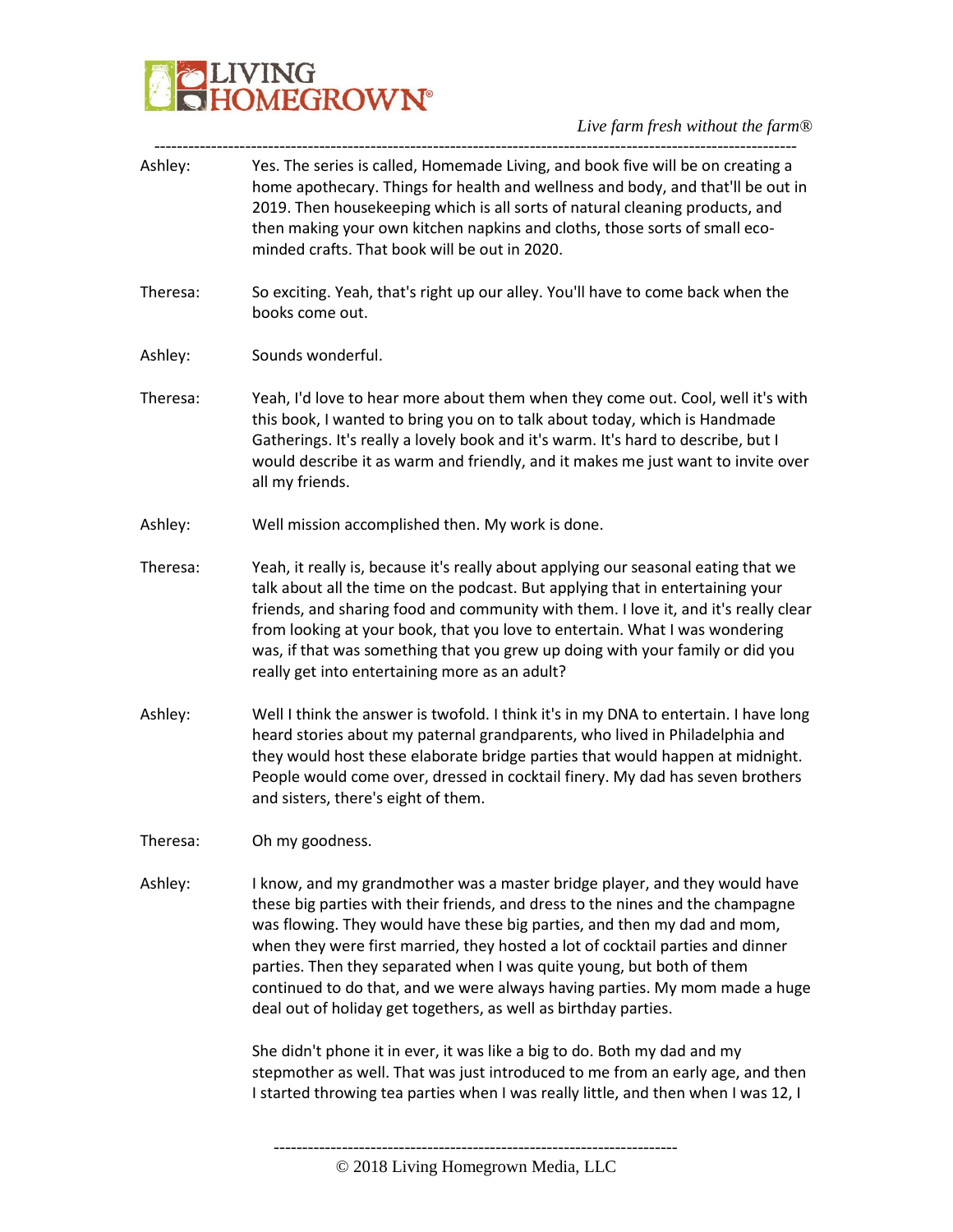Ashley: Yes. The series is called, Homemade Living, and book five will be on creating a home apothecary. Things for health and wellness and body, and that'll be out in 2019. Then housekeeping which is all sorts of natural cleaning products, and then making your own kitchen napkins and cloths, those sorts of small eco-minded crafts. That book will be out in 2020.

Theresa: So exciting. Yeah, that's right up our alley. You'll have to come back when the books come out.

Ashley: Sounds wonderful.

Theresa: Yeah, I'd love to hear more about them when they come out. Cool, well it's with this book, I wanted to bring you on to talk about today, which is Handmade Gatherings. It's really a lovely book and it's warm. It's hard to describe, but I would describe it as warm and friendly, and it makes me just want to invite over all my friends.

Ashley: Well mission accomplished then. My work is done.

Theresa: Yeah, it really is, because it's really about applying our seasonal eating that we talk about all the time on the podcast. But applying that in entertaining your friends, and sharing food and community with them. I love it, and it's really clear from looking at your book, that you love to entertain. What I was wondering was, if that was something that you grew up doing with your family or did you really get into entertaining more as an adult?

Ashley: Well I think the answer is twofold. I think it's in my DNA to entertain. I have long heard stories about my paternal grandparents, who lived in Philadelphia and they would host these elaborate bridge parties that would happen at midnight. People would come over, dressed in cocktail finery. My dad has seven brothers and sisters, there's eight of them.

Theresa: Oh my goodness.

Ashley: I know, and my grandmother was a master bridge player, and they would have these big parties with their friends, and dress to the nines and the champagne was flowing. They would have these big parties, and then my dad and mom, when they were first married, they hosted a lot of cocktail parties and dinner parties. Then they separated when I was quite young, but both of them continued to do that, and we were always having parties. My mom made a huge deal out of holiday get togethers, as well as birthday parties.

She didn't phone it in ever, it was like a big to do. Both my dad and my stepmother as well. That was just introduced to me from an early age, and then I started throwing tea parties when I was really little, and then when I was 12, I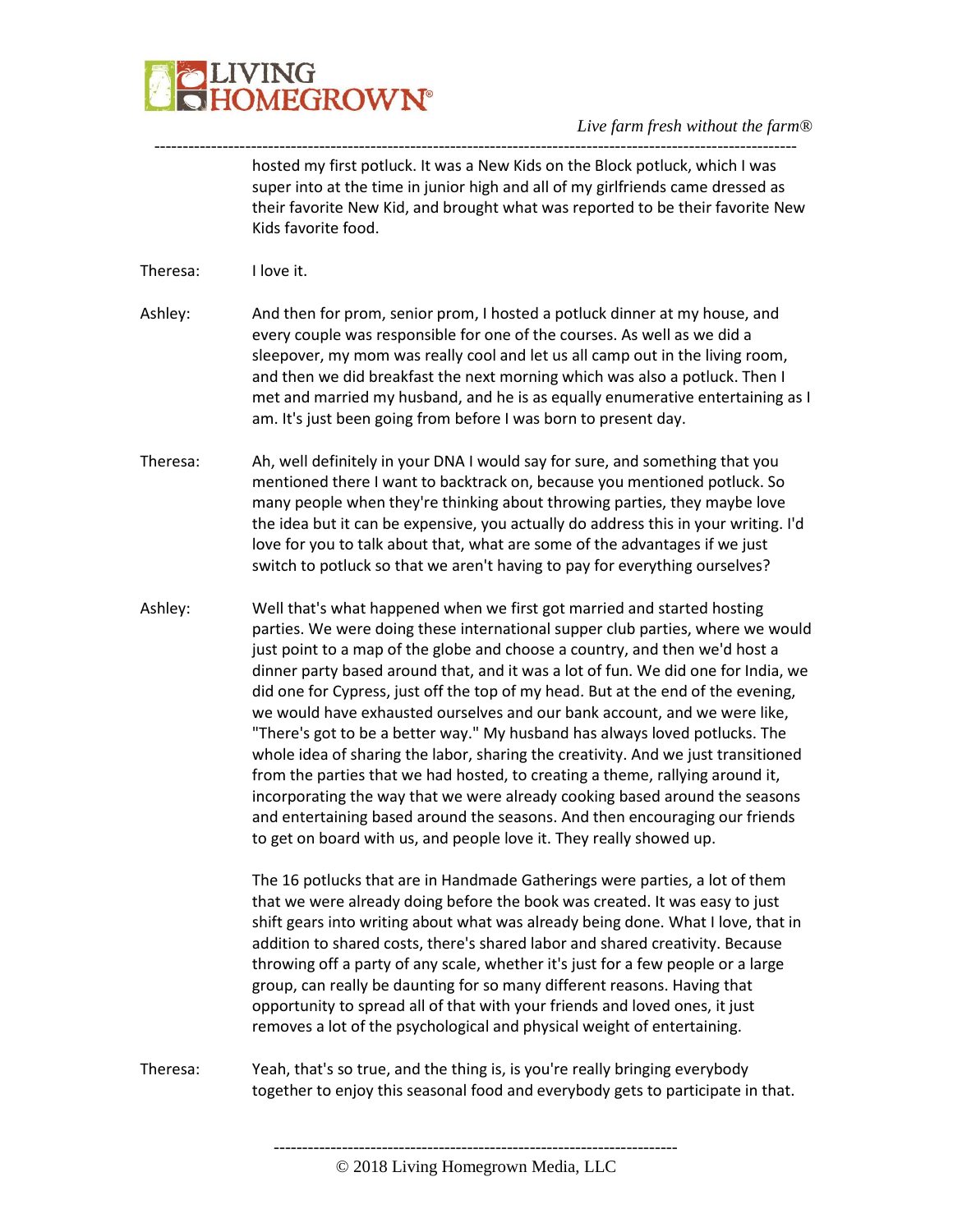hosted my first potluck. It was a New Kids on the Block potluck, which I was super into at the time in junior high and all of my girlfriends came dressed as their favorite New Kid, and brought what was reported to be their favorite New Kids favorite food.

Theresa: I love it.

Ashley: And then for prom, senior prom, I hosted a potluck dinner at my house, and every couple was responsible for one of the courses. As well as we did a sleepover, my mom was really cool and let us all camp out in the living room, and then we did breakfast the next morning which was also a potluck. Then I met and married my husband, and he is as equally enumerative entertaining as I am. It's just been going from before I was born to present day.

Theresa: Ah, well definitely in your DNA I would say for sure, and something that you mentioned there I want to backtrack on, because you mentioned potluck. So many people when they're thinking about throwing parties, they maybe love the idea but it can be expensive, you actually do address this in your writing. I'd love for you to talk about that, what are some of the advantages if we just switch to potluck so that we aren't having to pay for everything ourselves?

Ashley: Well that's what happened when we first got married and started hosting parties. We were doing these international supper club parties, where we would just point to a map of the globe and choose a country, and then we'd host a dinner party based around that, and it was a lot of fun. We did one for India, we did one for Cypress, just off the top of my head. But at the end of the evening, we would have exhausted ourselves and our bank account, and we were like, "There's got to be a better way." My husband has always loved potlucks. The whole idea of sharing the labor, sharing the creativity. And we just transitioned from the parties that we had hosted, to creating a theme, rallying around it, incorporating the way that we were already cooking based around the seasons and entertaining based around the seasons. And then encouraging our friends to get on board with us, and people love it. They really showed up.

The 16 potlucks that are in Handmade Gatherings were parties, a lot of them that we were already doing before the book was created. It was easy to just shift gears into writing about what was already being done. What I love, that in addition to shared costs, there's shared labor and shared creativity. Because throwing off a party of any scale, whether it's just for a few people or a large group, can really be daunting for so many different reasons. Having that opportunity to spread all of that with your friends and loved ones, it just removes a lot of the psychological and physical weight of entertaining.

Theresa: Yeah, that's so true, and the thing is, is you're really bringing everybody together to enjoy this seasonal food and everybody gets to participate in that.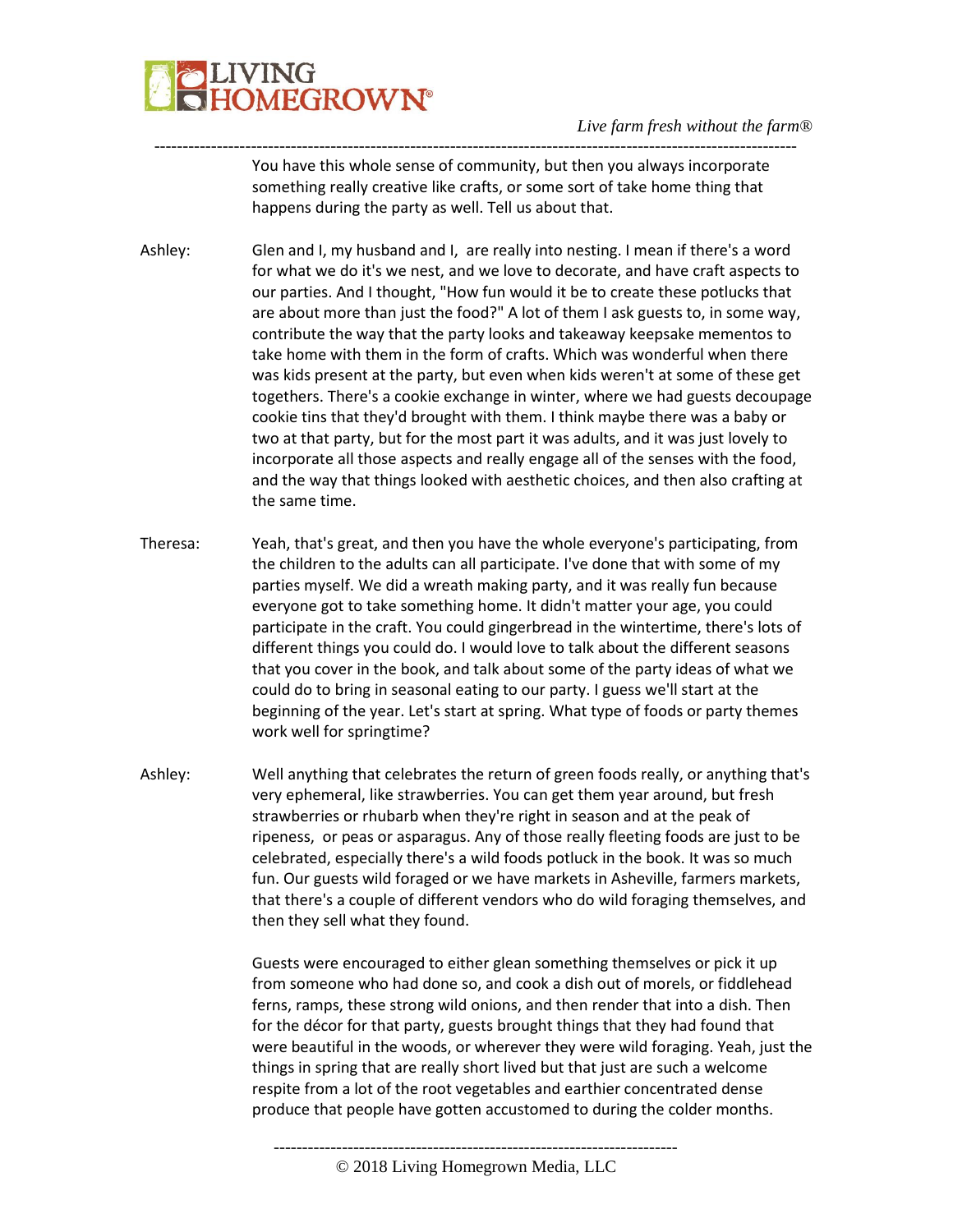You have this whole sense of community, but then you always incorporate something really creative like crafts, or some sort of take home thing that happens during the party as well. Tell us about that.

**Ashley:** Glen and I, my husband and I, are really into nesting. I mean if there's a word for what we do it's we nest, and we love to decorate, and have craft aspects to our parties. And I thought, "How fun would it be to create these potlucks that are about more than just the food?" A lot of them I ask guests to, in some way, contribute the way that the party looks and takeaway keepsake mementos to take home with them in the form of crafts. Which was wonderful when there was kids present at the party, but even when kids weren't at some of these get togethers. There's a cookie exchange in winter, where we had guests decoupage cookie tins that they'd brought with them. I think maybe there was a baby or two at that party, but for the most part it was adults, and it was just lovely to incorporate all those aspects and really engage all of the senses with the food, and the way that things looked with aesthetic choices, and then also crafting at the same time.

**Theresa:** Yeah, that's great, and then you have the whole everyone's participating, from the children to the adults can all participate. I've done that with some of my parties myself. We did a wreath making party, and it was really fun because everyone got to take something home. It didn't matter your age, you could participate in the craft. You could gingerbread in the wintertime, there's lots of different things you could do. I would love to talk about the different seasons that you cover in the book, and talk about some of the party ideas of what we could do to bring in seasonal eating to our party. I guess we'll start at the beginning of the year. Let's start at spring. What type of foods or party themes work well for springtime?

**Ashley:** Well anything that celebrates the return of green foods really, or anything that's very ephemeral, like strawberries. You can get them year around, but fresh strawberries or rhubarb when they're right in season and at the peak of ripeness, or peas or asparagus. Any of those really fleeting foods are just to be celebrated, especially there's a wild foods potluck in the book. It was so much fun. Our guests wild foraged or we have markets in Asheville, farmers markets, that there's a couple of different vendors who do wild foraging themselves, and then they sell what they found.

Guests were encouraged to either glean something themselves or pick it up from someone who had done so, and cook a dish out of morels, or fiddlehead ferns, ramps, these strong wild onions, and then render that into a dish. Then for the décor for that party, guests brought things that they had found that were beautiful in the woods, or wherever they were wild foraging. Yeah, just the things in spring that are really short lived but that just are such a welcome respite from a lot of the root vegetables and earthier concentrated dense produce that people have gotten accustomed to during the colder months.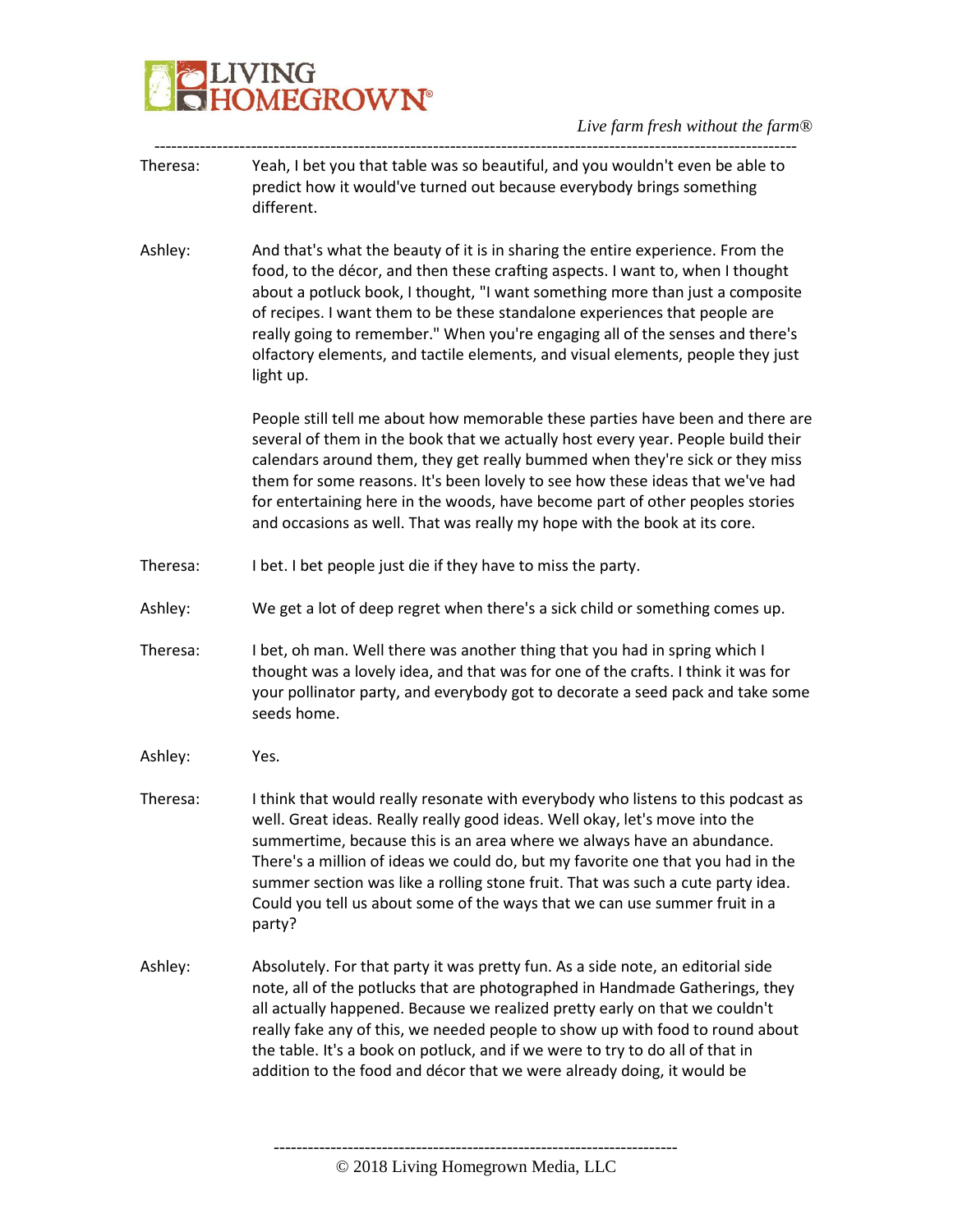Theresa: Yeah, I bet you that table was so beautiful, and you wouldn't even be able to predict how it would've turned out because everybody brings something different.

Ashley: And that's what the beauty of it is in sharing the entire experience. From the food, to the décor, and then these crafting aspects. I want to, when I thought about a potluck book, I thought, "I want something more than just a composite of recipes. I want them to be these standalone experiences that people are really going to remember." When you're engaging all of the senses and there's olfactory elements, and tactile elements, and visual elements, people they just light up.

People still tell me about how memorable these parties have been and there are several of them in the book that we actually host every year. People build their calendars around them, they get really bummed when they're sick or they miss them for some reasons. It's been lovely to see how these ideas that we've had for entertaining here in the woods, have become part of other peoples stories and occasions as well. That was really my hope with the book at its core.

Theresa: I bet. I bet people just die if they have to miss the party.

Ashley: We get a lot of deep regret when there's a sick child or something comes up.

Theresa: I bet, oh man. Well there was another thing that you had in spring which I thought was a lovely idea, and that was for one of the crafts. I think it was for your pollinator party, and everybody got to decorate a seed pack and take some seeds home.

Ashley: Yes.

Theresa: I think that would really resonate with everybody who listens to this podcast as well. Great ideas. Really really good ideas. Well okay, let's move into the summertime, because this is an area where we always have an abundance. There's a million of ideas we could do, but my favorite one that you had in the summer section was like a rolling stone fruit. That was such a cute party idea. Could you tell us about some of the ways that we can use summer fruit in a party?

Ashley: Absolutely. For that party it was pretty fun. As a side note, an editorial side note, all of the potlucks that are photographed in Handmade Gatherings, they all actually happened. Because we realized pretty early on that we couldn't really fake any of this, we needed people to show up with food to round about the table. It's a book on potluck, and if we were to try to do all of that in addition to the food and décor that we were already doing, it would be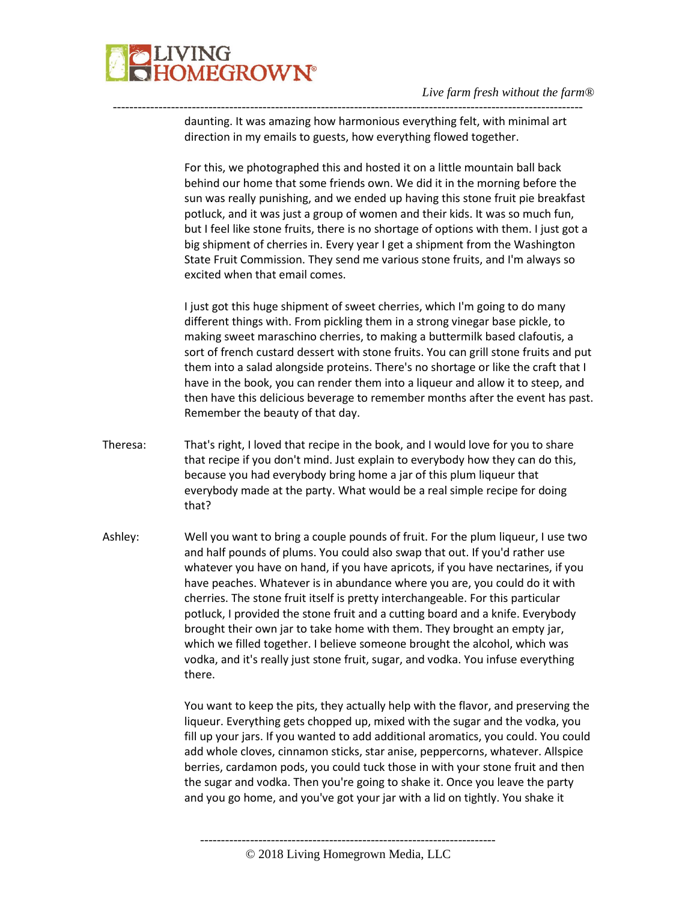daunting. It was amazing how harmonious everything felt, with minimal art direction in my emails to guests, how everything flowed together.

For this, we photographed this and hosted it on a little mountain ball back behind our home that some friends own. We did it in the morning before the sun was really punishing, and we ended up having this stone fruit pie breakfast potluck, and it was just a group of women and their kids. It was so much fun, but I feel like stone fruits, there is no shortage of options with them. I just got a big shipment of cherries in. Every year I get a shipment from the Washington State Fruit Commission. They send me various stone fruits, and I'm always so excited when that email comes.

I just got this huge shipment of sweet cherries, which I'm going to do many different things with. From pickling them in a strong vinegar base pickle, to making sweet maraschino cherries, to making a buttermilk based clafoutis, a sort of french custard dessert with stone fruits. You can grill stone fruits and put them into a salad alongside proteins. There's no shortage or like the craft that I have in the book, you can render them into a liqueur and allow it to steep, and then have this delicious beverage to remember months after the event has past. Remember the beauty of that day.

Theresa: That's right, I loved that recipe in the book, and I would love for you to share that recipe if you don't mind. Just explain to everybody how they can do this, because you had everybody bring home a jar of this plum liqueur that everybody made at the party. What would be a real simple recipe for doing that?

Ashley: Well you want to bring a couple pounds of fruit. For the plum liqueur, I use two and half pounds of plums. You could also swap that out. If you'd rather use whatever you have on hand, if you have apricots, if you have nectarines, if you have peaches. Whatever is in abundance where you are, you could do it with cherries. The stone fruit itself is pretty interchangeable. For this particular potluck, I provided the stone fruit and a cutting board and a knife. Everybody brought their own jar to take home with them. They brought an empty jar, which we filled together. I believe someone brought the alcohol, which was vodka, and it's really just stone fruit, sugar, and vodka. You infuse everything there.

You want to keep the pits, they actually help with the flavor, and preserving the liqueur. Everything gets chopped up, mixed with the sugar and the vodka, you fill up your jars. If you wanted to add additional aromatics, you could. You could add whole cloves, cinnamon sticks, star anise, peppercorns, whatever. Allspice berries, cardamon pods, you could tuck those in with your stone fruit and then the sugar and vodka. Then you're going to shake it. Once you leave the party and you go home, and you've got your jar with a lid on tightly. You shake it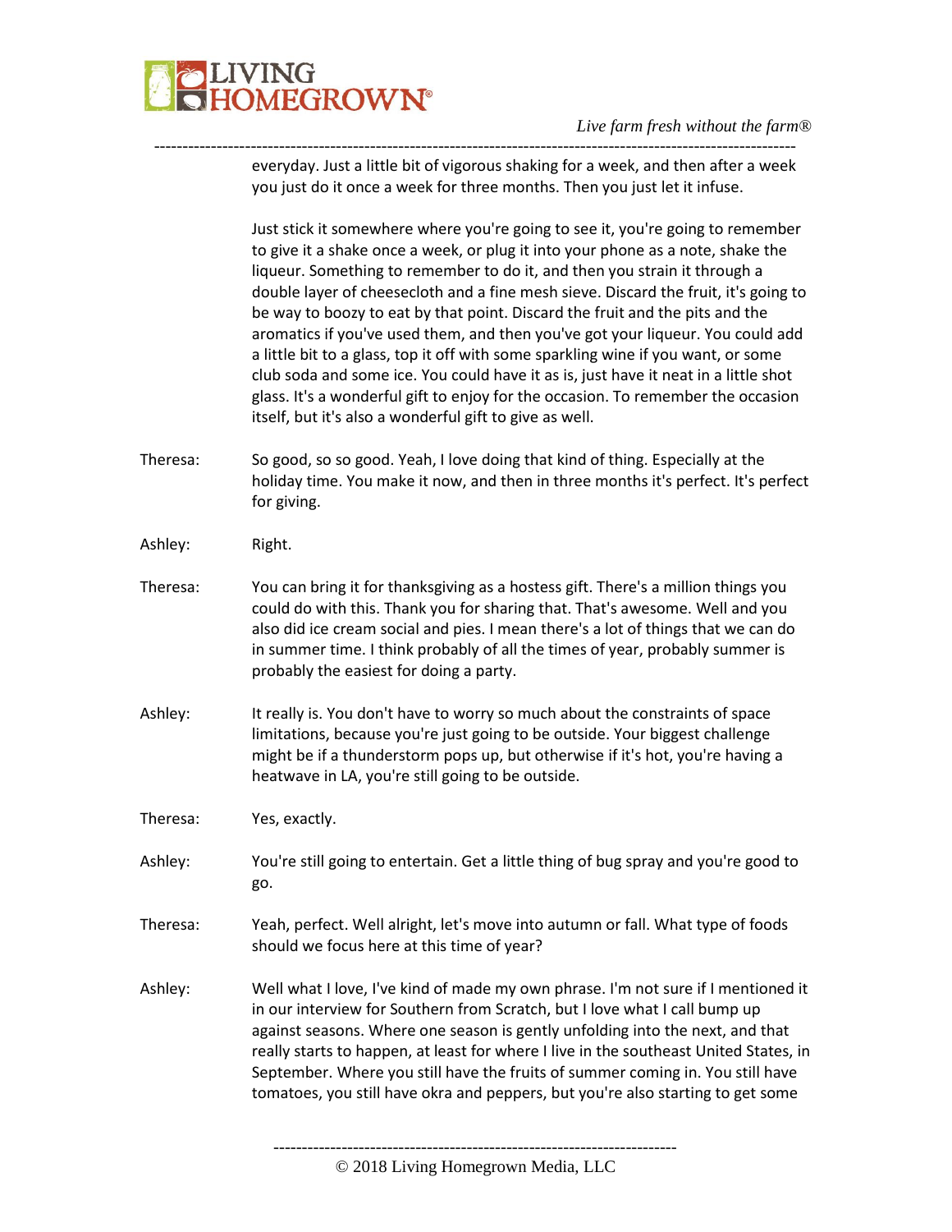everyday. Just a little bit of vigorous shaking for a week, and then after a week you just do it once a week for three months. Then you just let it infuse.

Just stick it somewhere where you're going to see it, you're going to remember to give it a shake once a week, or plug it into your phone as a note, shake the liqueur. Something to remember to do it, and then you strain it through a double layer of cheesecloth and a fine mesh sieve. Discard the fruit, it's going to be way to boozy to eat by that point. Discard the fruit and the pits and the aromatics if you've used them, and then you've got your liqueur. You could add a little bit to a glass, top it off with some sparkling wine if you want, or some club soda and some ice. You could have it as is, just have it neat in a little shot glass. It's a wonderful gift to enjoy for the occasion. To remember the occasion itself, but it's also a wonderful gift to give as well.

Theresa: So good, so so good. Yeah, I love doing that kind of thing. Especially at the holiday time. You make it now, and then in three months it's perfect. It's perfect for giving.

Ashley: Right.

Theresa: You can bring it for thanksgiving as a hostess gift. There's a million things you could do with this. Thank you for sharing that. That's awesome. Well and you also did ice cream social and pies. I mean there's a lot of things that we can do in summer time. I think probably of all the times of year, probably summer is probably the easiest for doing a party.

Ashley: It really is. You don't have to worry so much about the constraints of space limitations, because you're just going to be outside. Your biggest challenge might be if a thunderstorm pops up, but otherwise if it's hot, you're having a heatwave in LA, you're still going to be outside.

Theresa: Yes, exactly.

Ashley: You're still going to entertain. Get a little thing of bug spray and you're good to go.

Theresa: Yeah, perfect. Well alright, let's move into autumn or fall. What type of foods should we focus here at this time of year?

Ashley: Well what I love, I've kind of made my own phrase. I'm not sure if I mentioned it in our interview for Southern from Scratch, but I love what I call bump up against seasons. Where one season is gently unfolding into the next, and that really starts to happen, at least for where I live in the southeast United States, in September. Where you still have the fruits of summer coming in. You still have tomatoes, you still have okra and peppers, but you're also starting to get some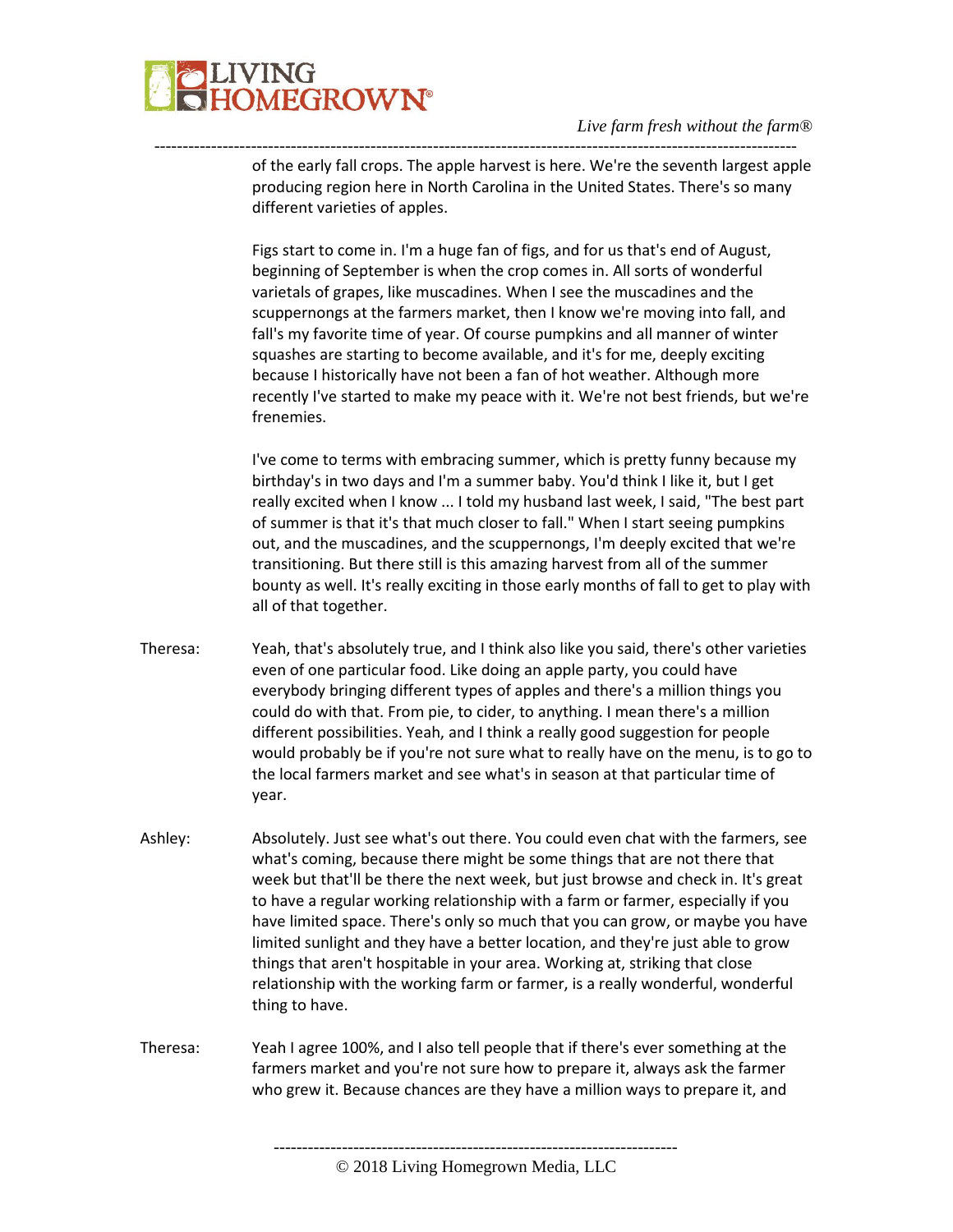of the early fall crops. The apple harvest is here. We're the seventh largest apple producing region here in North Carolina in the United States. There's so many different varieties of apples.

Figs start to come in. I'm a huge fan of figs, and for us that's end of August, beginning of September is when the crop comes in. All sorts of wonderful varietals of grapes, like muscadines. When I see the muscadines and the scuppernongs at the farmers market, then I know we're moving into fall, and fall's my favorite time of year. Of course pumpkins and all manner of winter squashes are starting to become available, and it's for me, deeply exciting because I historically have not been a fan of hot weather. Although more recently I've started to make my peace with it. We're not best friends, but we're frenemies.

I've come to terms with embracing summer, which is pretty funny because my birthday's in two days and I'm a summer baby. You'd think I like it, but I get really excited when I know ... I told my husband last week, I said, "The best part of summer is that it's that much closer to fall." When I start seeing pumpkins out, and the muscadines, and the scuppernongs, I'm deeply excited that we're transitioning. But there still is this amazing harvest from all of the summer bounty as well. It's really exciting in those early months of fall to get to play with all of that together.

Theresa: Yeah, that's absolutely true, and I think also like you said, there's other varieties even of one particular food. Like doing an apple party, you could have everybody bringing different types of apples and there's a million things you could do with that. From pie, to cider, to anything. I mean there's a million different possibilities. Yeah, and I think a really good suggestion for people would probably be if you're not sure what to really have on the menu, is to go to the local farmers market and see what's in season at that particular time of year.

Ashley: Absolutely. Just see what's out there. You could even chat with the farmers, see what's coming, because there might be some things that are not there that week but that'll be there the next week, but just browse and check in. It's great to have a regular working relationship with a farm or farmer, especially if you have limited space. There's only so much that you can grow, or maybe you have limited sunlight and they have a better location, and they're just able to grow things that aren't hospitable in your area. Working at, striking that close relationship with the working farm or farmer, is a really wonderful, wonderful thing to have.

Theresa: Yeah I agree 100%, and I also tell people that if there's ever something at the farmers market and you're not sure how to prepare it, always ask the farmer who grew it. Because chances are they have a million ways to prepare it, and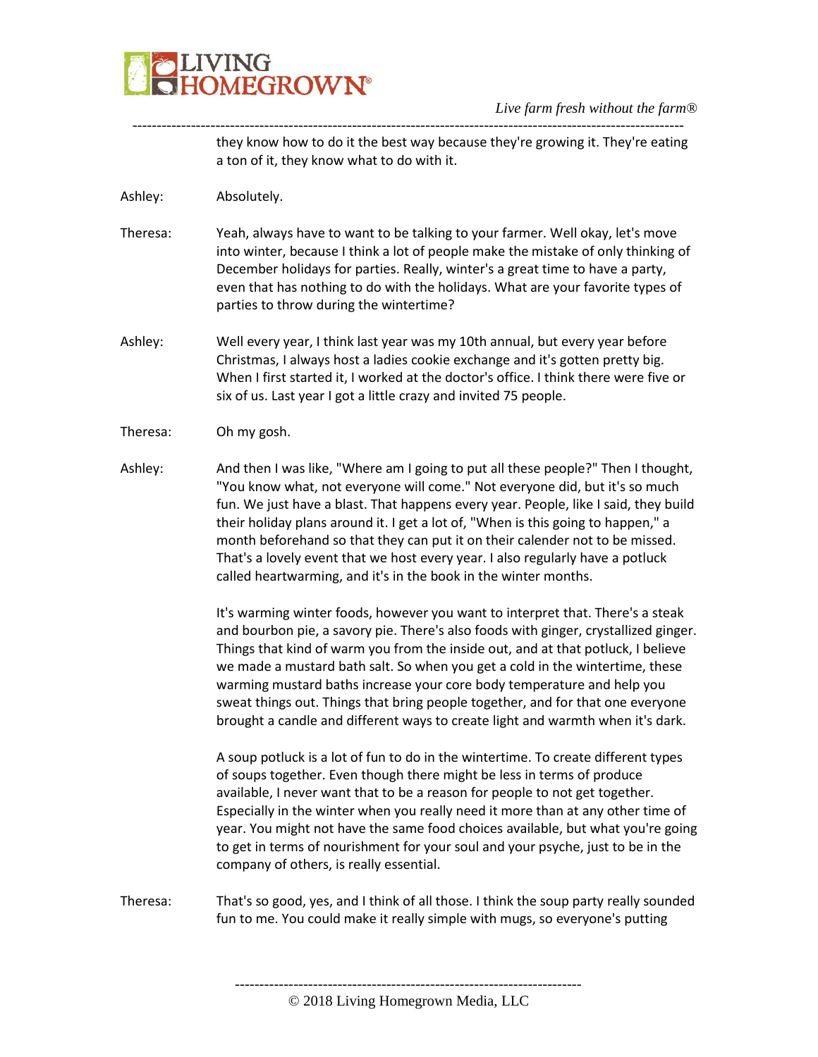they know how to do it the best way because they're growing it. They're eating a ton of it, they know what to do with it.

Ashley: Absolutely.

Theresa: Yeah, always have to want to be talking to your farmer. Well okay, let's move into winter, because I think a lot of people make the mistake of only thinking of December holidays for parties. Really, winter's a great time to have a party, even that has nothing to do with the holidays. What are your favorite types of parties to throw during the wintertime?

Ashley: Well every year, I think last year was my 10th annual, but every year before Christmas, I always host a ladies cookie exchange and it's gotten pretty big. When I first started it, I worked at the doctor's office. I think there were five or six of us. Last year I got a little crazy and invited 75 people.

Theresa: Oh my gosh.

Ashley: And then I was like, "Where am I going to put all these people?" Then I thought, "You know what, not everyone will come." Not everyone did, but it's so much fun. We just have a blast. That happens every year. People, like I said, they build their holiday plans around it. I get a lot of, "When is this going to happen," a month beforehand so that they can put it on their calender not to be missed. That's a lovely event that we host every year. I also regularly have a potluck called heartwarming, and it's in the book in the winter months.

It's warming winter foods, however you want to interpret that. There's a steak and bourbon pie, a savory pie. There's also foods with ginger, crystallized ginger. Things that kind of warm you from the inside out, and at that potluck, I believe we made a mustard bath salt. So when you get a cold in the wintertime, these warming mustard baths increase your core body temperature and help you sweat things out. Things that bring people together, and for that one everyone brought a candle and different ways to create light and warmth when it's dark.

A soup potluck is a lot of fun to do in the wintertime. To create different types of soups together. Even though there might be less in terms of produce available, I never want that to be a reason for people to not get together. Especially in the winter when you really need it more than at any other time of year. You might not have the same food choices available, but what you're going to get in terms of nourishment for your soul and your psyche, just to be in the company of others, is really essential.

Theresa: That's so good, yes, and I think of all those. I think the soup party really sounded fun to me. You could make it really simple with mugs, so everyone's putting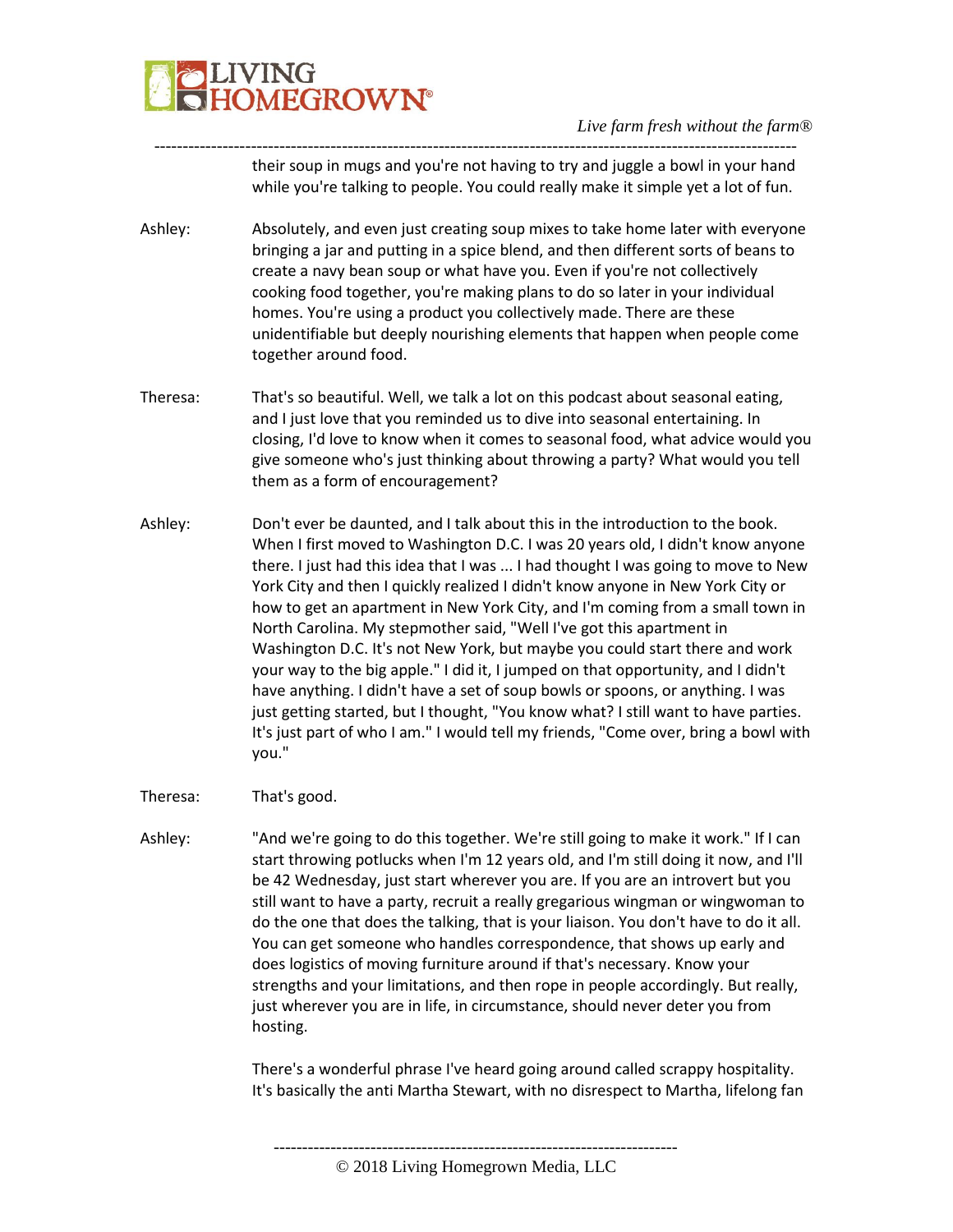their soup in mugs and you're not having to try and juggle a bowl in your hand while you're talking to people. You could really make it simple yet a lot of fun.

Ashley: Absolutely, and even just creating soup mixes to take home later with everyone bringing a jar and putting in a spice blend, and then different sorts of beans to create a navy bean soup or what have you. Even if you're not collectively cooking food together, you're making plans to do so later in your individual homes. You're using a product you collectively made. There are these unidentifiable but deeply nourishing elements that happen when people come together around food.

Theresa: That's so beautiful. Well, we talk a lot on this podcast about seasonal eating, and I just love that you reminded us to dive into seasonal entertaining. In closing, I'd love to know when it comes to seasonal food, what advice would you give someone who's just thinking about throwing a party? What would you tell them as a form of encouragement?

Ashley: Don't ever be daunted, and I talk about this in the introduction to the book. When I first moved to Washington D.C. I was 20 years old, I didn't know anyone there. I just had this idea that I was ... I had thought I was going to move to New York City and then I quickly realized I didn't know anyone in New York City or how to get an apartment in New York City, and I'm coming from a small town in North Carolina. My stepmother said, "Well I've got this apartment in Washington D.C. It's not New York, but maybe you could start there and work your way to the big apple." I did it, I jumped on that opportunity, and I didn't have anything. I didn't have a set of soup bowls or spoons, or anything. I was just getting started, but I thought, "You know what? I still want to have parties. It's just part of who I am." I would tell my friends, "Come over, bring a bowl with you."

Theresa: That's good.

Ashley: "And we're going to do this together. We're still going to make it work." If I can start throwing potlucks when I'm 12 years old, and I'm still doing it now, and I'll be 42 Wednesday, just start wherever you are. If you are an introvert but you still want to have a party, recruit a really gregarious wingman or wingwoman to do the one that does the talking, that is your liaison. You don't have to do it all. You can get someone who handles correspondence, that shows up early and does logistics of moving furniture around if that's necessary. Know your strengths and your limitations, and then rope in people accordingly. But really, just wherever you are in life, in circumstance, should never deter you from hosting.

There's a wonderful phrase I've heard going around called scrappy hospitality. It's basically the anti Martha Stewart, with no disrespect to Martha, lifelong fan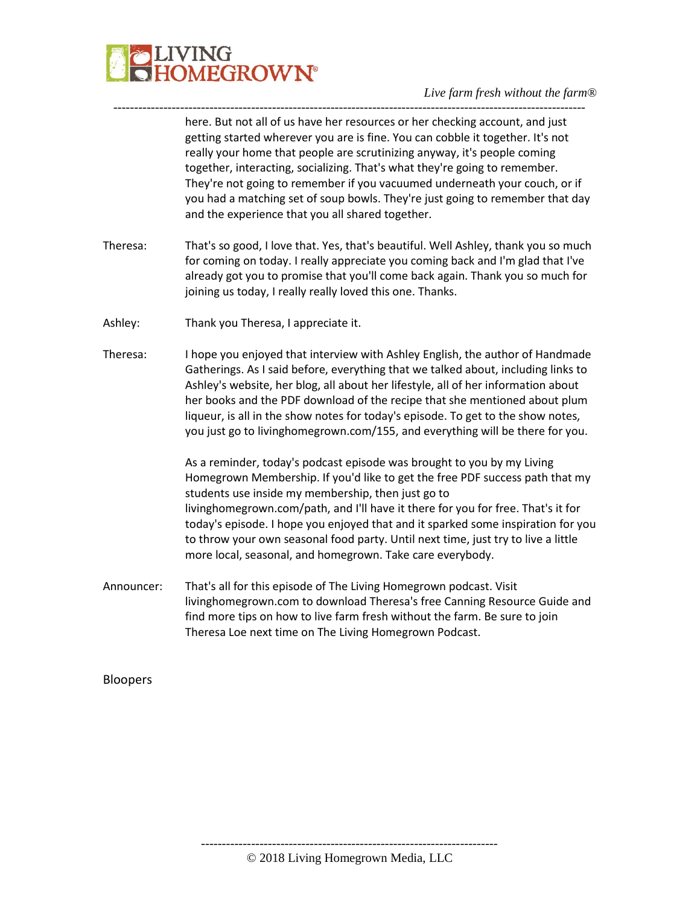here. But not all of us have her resources or her checking account, and just getting started wherever you are is fine. You can cobble it together. It's not really your home that people are scrutinizing anyway, it's people coming together, interacting, socializing. That's what they're going to remember. They're not going to remember if you vacuumed underneath your couch, or if you had a matching set of soup bowls. They're just going to remember that day and the experience that you all shared together.

Theresa: That's so good, I love that. Yes, that's beautiful. Well Ashley, thank you so much for coming on today. I really appreciate you coming back and I'm glad that I've already got you to promise that you'll come back again. Thank you so much for joining us today, I really really loved this one. Thanks.

Ashley: Thank you Theresa, I appreciate it.

Theresa: I hope you enjoyed that interview with Ashley English, the author of Handmade Gatherings. As I said before, everything that we talked about, including links to Ashley's website, her blog, all about her lifestyle, all of her information about her books and the PDF download of the recipe that she mentioned about plum liqueur, is all in the show notes for today's episode. To get to the show notes, you just go to livinghomegrown.com/155, and everything will be there for you.

As a reminder, today's podcast episode was brought to you by my Living Homegrown Membership. If you'd like to get the free PDF success path that my students use inside my membership, then just go to livinghomegrown.com/path, and I'll have it there for you for free. That's it for today's episode. I hope you enjoyed that and it sparked some inspiration for you to throw your own seasonal food party. Until next time, just try to live a little more local, seasonal, and homegrown. Take care everybody.

Announcer: That's all for this episode of The Living Homegrown podcast. Visit livinghomegrown.com to download Theresa's free Canning Resource Guide and find more tips on how to live farm fresh without the farm. Be sure to join Theresa Loe next time on The Living Homegrown Podcast.

Bloopers